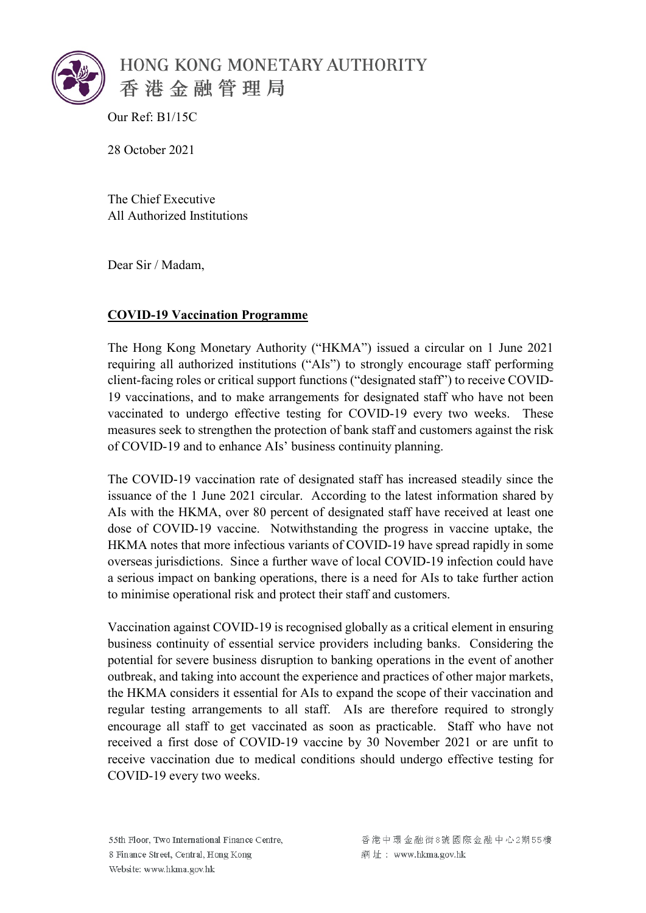HONG KONG MONETARY AUTHORITY
香港金融管理局

Our Ref: B1/15C

28 October 2021

The Chief Executive
All Authorized Institutions

Dear Sir / Madam,

**COVID-19 Vaccination Programme**

The Hong Kong Monetary Authority ("HKMA") issued a circular on 1 June 2021 requiring all authorized institutions ("AIs") to strongly encourage staff performing client-facing roles or critical support functions ("designated staff") to receive COVID-19 vaccinations, and to make arrangements for designated staff who have not been vaccinated to undergo effective testing for COVID-19 every two weeks. These measures seek to strengthen the protection of bank staff and customers against the risk of COVID-19 and to enhance AIs' business continuity planning.

The COVID-19 vaccination rate of designated staff has increased steadily since the issuance of the 1 June 2021 circular. According to the latest information shared by AIs with the HKMA, over 80 percent of designated staff have received at least one dose of COVID-19 vaccine. Notwithstanding the progress in vaccine uptake, the HKMA notes that more infectious variants of COVID-19 have spread rapidly in some overseas jurisdictions. Since a further wave of local COVID-19 infection could have a serious impact on banking operations, there is a need for AIs to take further action to minimise operational risk and protect their staff and customers.

Vaccination against COVID-19 is recognised globally as a critical element in ensuring business continuity of essential service providers including banks. Considering the potential for severe business disruption to banking operations in the event of another outbreak, and taking into account the experience and practices of other major markets, the HKMA considers it essential for AIs to expand the scope of their vaccination and regular testing arrangements to all staff. AIs are therefore required to strongly encourage all staff to get vaccinated as soon as practicable. Staff who have not received a first dose of COVID-19 vaccine by 30 November 2021 or are unfit to receive vaccination due to medical conditions should undergo effective testing for COVID-19 every two weeks.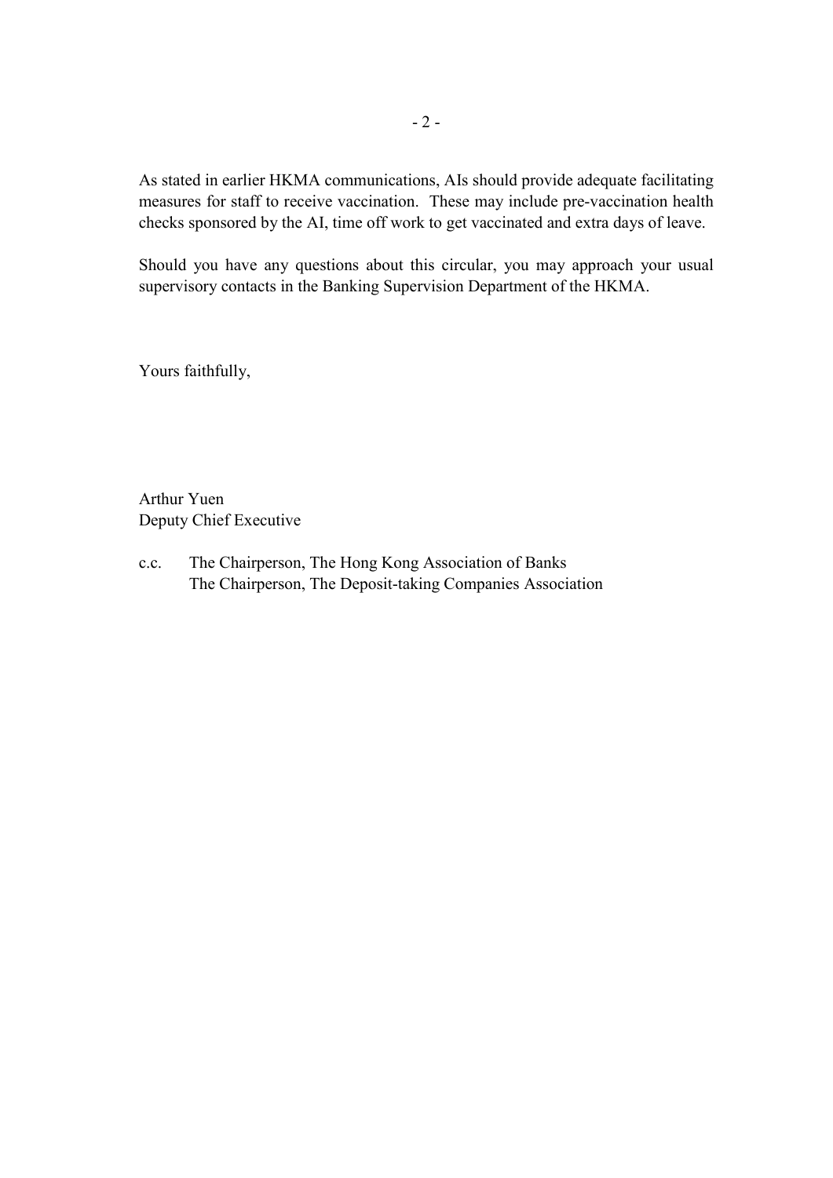As stated in earlier HKMA communications, AIs should provide adequate facilitating measures for staff to receive vaccination. These may include pre-vaccination health checks sponsored by the AI, time off work to get vaccinated and extra days of leave.

Should you have any questions about this circular, you may approach your usual supervisory contacts in the Banking Supervision Department of the HKMA.

Yours faithfully,

Arthur Yuen
Deputy Chief Executive

c.c. The Chairperson, The Hong Kong Association of Banks
The Chairperson, The Deposit-taking Companies Association